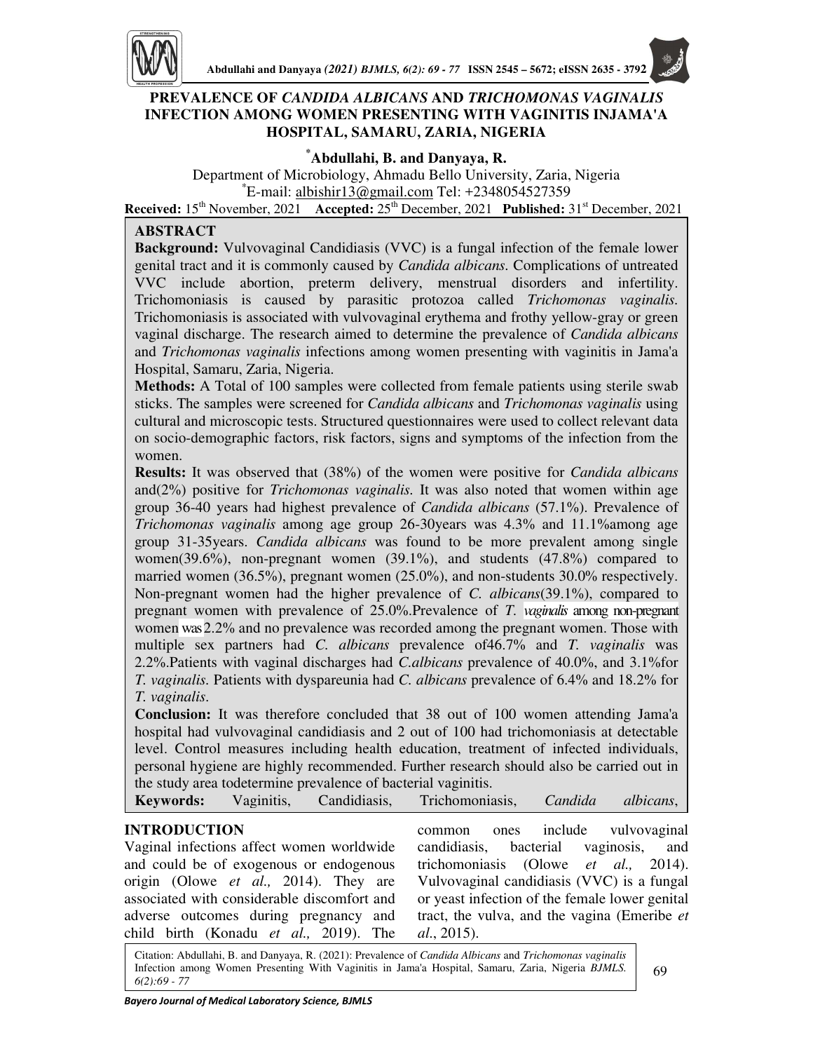# PREVALENCE OF *CANDIDA ALBICANS* AND *TRICHOMONAS VAGINALIS* INFECTION AMONG WOMEN PRESENTING WITH VAGINITIS INJAMA'A HOSPITAL, SAMARU, ZARIA, NIGERIA

**[*]Abdullahi, B. and Danyaya, R.**

Department of Microbiology, Ahmadu Bello University, Zaria, Nigeria

[*]E-mail: albishir13@gmail.com Tel: +2348054527359

**Received:** 15[th] November, 2021 **Accepted:** 25[th] December, 2021 **Published:** 31[st] December, 2021

## ABSTRACT

**Background:** Vulvovaginal Candidiasis (VVC) is a fungal infection of the female lower genital tract and it is commonly caused by *Candida albicans*. Complications of untreated VVC include abortion, preterm delivery, menstrual disorders and infertility. Trichomoniasis is caused by parasitic protozoa called *Trichomonas vaginalis*. Trichomoniasis is associated with vulvovaginal erythema and frothy yellow-gray or green vaginal discharge. The research aimed to determine the prevalence of *Candida albicans* and *Trichomonas vaginalis* infections among women presenting with vaginitis in Jama'a Hospital, Samaru, Zaria, Nigeria.

**Methods:** A Total of 100 samples were collected from female patients using sterile swab sticks. The samples were screened for *Candida albicans* and *Trichomonas vaginalis* using cultural and microscopic tests. Structured questionnaires were used to collect relevant data on socio-demographic factors, risk factors, signs and symptoms of the infection from the women.

**Results:** It was observed that (38%) of the women were positive for *Candida albicans* and(2%) positive for *Trichomonas vaginalis.* It was also noted that women within age group 36-40 years had highest prevalence of *Candida albicans* (57.1%). Prevalence of *Trichomonas vaginalis* among age group 26-30years was 4.3% and 11.1%among age group 31-35years. *Candida albicans* was found to be more prevalent among single women(39.6%), non-pregnant women (39.1%), and students (47.8%) compared to married women (36.5%), pregnant women (25.0%), and non-students 30.0% respectively. Non-pregnant women had the higher prevalence of *C. albicans*(39.1%), compared to pregnant women with prevalence of 25.0%.Prevalence of *T. vaginalis* among non-pregnant women was 2.2% and no prevalence was recorded among the pregnant women. Those with multiple sex partners had *C. albicans* prevalence of46.7% and *T. vaginalis* was 2.2%.Patients with vaginal discharges had *C.albicans* prevalence of 40.0%, and 3.1%for *T. vaginalis*. Patients with dyspareunia had *C. albicans* prevalence of 6.4% and 18.2% for *T. vaginalis*.

**Conclusion:** It was therefore concluded that 38 out of 100 women attending Jama'a hospital had vulvovaginal candidiasis and 2 out of 100 had trichomoniasis at detectable level. Control measures including health education, treatment of infected individuals, personal hygiene are highly recommended. Further research should also be carried out in the study area todetermine prevalence of bacterial vaginitis.

**Keywords:** Vaginitis, Candidiasis, Trichomoniasis, *Candida albicans*,

## INTRODUCTION

Vaginal infections affect women worldwide and could be of exogenous or endogenous origin (Olowe *et al.,* 2014). They are associated with considerable discomfort and adverse outcomes during pregnancy and child birth (Konadu *et al.,* 2019). The common ones include vulvovaginal candidiasis, bacterial vaginosis, and trichomoniasis (Olowe *et al.,* 2014). Vulvovaginal candidiasis (VVC) is a fungal or yeast infection of the female lower genital tract, the vulva, and the vagina (Emeribe *et al.*, 2015).

Citation: Abdullahi, B. and Danyaya, R. (2021): Prevalence of *Candida Albicans* and *Trichomonas vaginalis* Infection among Women Presenting With Vaginitis in Jama'a Hospital, Samaru, Zaria, Nigeria *BJMLS. 6(2):69 - 77*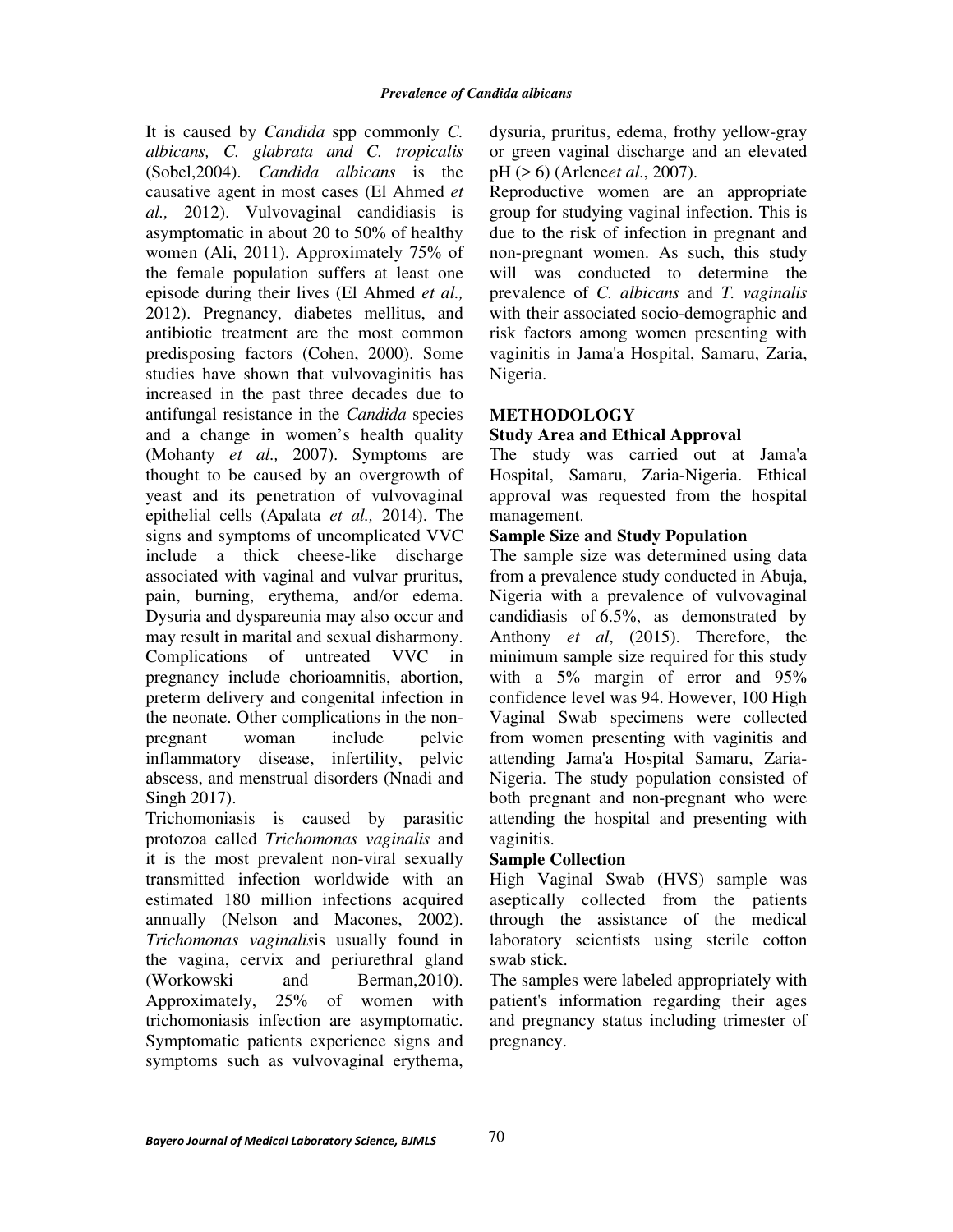It is caused by *Candida* spp commonly *C. albicans, C. glabrata and C. tropicalis* (Sobel,2004). *Candida albicans* is the causative agent in most cases (El Ahmed *et al.,* 2012). Vulvovaginal candidiasis is asymptomatic in about 20 to 50% of healthy women (Ali, 2011). Approximately 75% of the female population suffers at least one episode during their lives (El Ahmed *et al.,* 2012). Pregnancy, diabetes mellitus, and antibiotic treatment are the most common predisposing factors (Cohen, 2000). Some studies have shown that vulvovaginitis has increased in the past three decades due to antifungal resistance in the *Candida* species and a change in women's health quality (Mohanty *et al.,* 2007). Symptoms are thought to be caused by an overgrowth of yeast and its penetration of vulvovaginal epithelial cells (Apalata *et al.,* 2014). The signs and symptoms of uncomplicated VVC include a thick cheese-like discharge associated with vaginal and vulvar pruritus, pain, burning, erythema, and/or edema. Dysuria and dyspareunia may also occur and may result in marital and sexual disharmony. Complications of untreated VVC in pregnancy include chorioamnitis, abortion, preterm delivery and congenital infection in the neonate. Other complications in the non-pregnant woman include pelvic inflammatory disease, infertility, pelvic abscess, and menstrual disorders (Nnadi and Singh 2017).

Trichomoniasis is caused by parasitic protozoa called *Trichomonas vaginalis* and it is the most prevalent non-viral sexually transmitted infection worldwide with an estimated 180 million infections acquired annually (Nelson and Macones, 2002). *Trichomonas vaginalis*is usually found in the vagina, cervix and periurethral gland (Workowski and Berman,2010). Approximately, 25% of women with trichomoniasis infection are asymptomatic. Symptomatic patients experience signs and symptoms such as vulvovaginal erythema, dysuria, pruritus, edema, frothy yellow-gray or green vaginal discharge and an elevated pH (> 6) (Arlene*et al*., 2007).

Reproductive women are an appropriate group for studying vaginal infection. This is due to the risk of infection in pregnant and non-pregnant women. As such, this study will was conducted to determine the prevalence of *C. albicans* and *T. vaginalis* with their associated socio-demographic and risk factors among women presenting with vaginitis in Jama'a Hospital, Samaru, Zaria, Nigeria.

## METHODOLOGY

### Study Area and Ethical Approval

The study was carried out at Jama'a Hospital, Samaru, Zaria-Nigeria. Ethical approval was requested from the hospital management.

### Sample Size and Study Population

The sample size was determined using data from a prevalence study conducted in Abuja, Nigeria with a prevalence of vulvovaginal candidiasis of 6.5%, as demonstrated by Anthony *et al*, (2015). Therefore, the minimum sample size required for this study with a 5% margin of error and 95% confidence level was 94. However, 100 High Vaginal Swab specimens were collected from women presenting with vaginitis and attending Jama'a Hospital Samaru, Zaria-Nigeria. The study population consisted of both pregnant and non-pregnant who were attending the hospital and presenting with vaginitis.

### Sample Collection

High Vaginal Swab (HVS) sample was aseptically collected from the patients through the assistance of the medical laboratory scientists using sterile cotton swab stick.

The samples were labeled appropriately with patient's information regarding their ages and pregnancy status including trimester of pregnancy.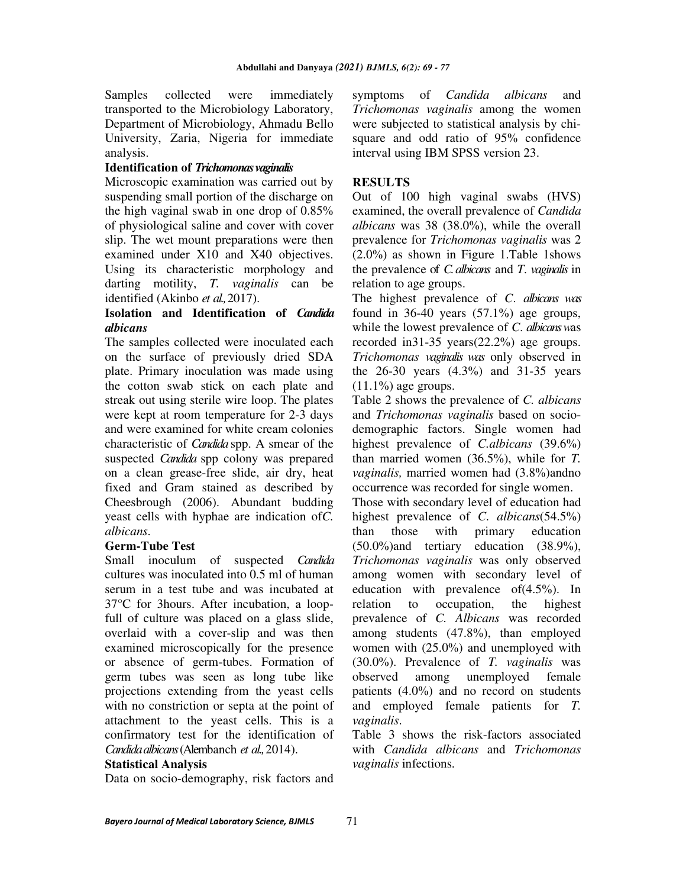Samples collected were immediately transported to the Microbiology Laboratory, Department of Microbiology, Ahmadu Bello University, Zaria, Nigeria for immediate analysis.

**Identification of *Trichomonas vaginalis***

Microscopic examination was carried out by suspending small portion of the discharge on the high vaginal swab in one drop of 0.85% of physiological saline and cover with cover slip. The wet mount preparations were then examined under X10 and X40 objectives. Using its characteristic morphology and darting motility, *T. vaginalis* can be identified (Akinbo *et al.,* 2017).

**Isolation and Identification of *Candida albicans***

The samples collected were inoculated each on the surface of previously dried SDA plate. Primary inoculation was made using the cotton swab stick on each plate and streak out using sterile wire loop. The plates were kept at room temperature for 2-3 days and were examined for white cream colonies characteristic of *Candida* spp. A smear of the suspected *Candida* spp colony was prepared on a clean grease-free slide, air dry, heat fixed and Gram stained as described by Cheesbrough (2006). Abundant budding yeast cells with hyphae are indication of*C. albicans*.

**Germ-Tube Test**

Small inoculum of suspected *Candida* cultures was inoculated into 0.5 ml of human serum in a test tube and was incubated at 37°C for 3hours. After incubation, a loop-full of culture was placed on a glass slide, overlaid with a cover-slip and was then examined microscopically for the presence or absence of germ-tubes. Formation of germ tubes was seen as long tube like projections extending from the yeast cells with no constriction or septa at the point of attachment to the yeast cells. This is a confirmatory test for the identification of *Candida albicans* (Alembanch *et al.,* 2014).

**Statistical Analysis**

Data on socio-demography, risk factors and symptoms of *Candida albicans* and *Trichomonas vaginalis* among the women were subjected to statistical analysis by chi-square and odd ratio of 95% confidence interval using IBM SPSS version 23.

**RESULTS**

Out of 100 high vaginal swabs (HVS) examined, the overall prevalence of *Candida albicans* was 38 (38.0%), while the overall prevalence for *Trichomonas vaginalis* was 2 (2.0%) as shown in Figure 1.Table 1shows the prevalence of *C. albicans* and *T. vaginalis* in relation to age groups.

The highest prevalence of *C. albicans was* found in 36-40 years (57.1%) age groups, while the lowest prevalence of *C. albicans* was recorded in31-35 years(22.2%) age groups. *Trichomonas vaginalis was* only observed in the 26-30 years (4.3%) and 31-35 years (11.1%) age groups.

Table 2 shows the prevalence of *C. albicans* and *Trichomonas vaginalis* based on socio-demographic factors. Single women had highest prevalence of *C.albicans* (39.6%) than married women (36.5%), while for *T. vaginalis,* married women had (3.8%)andno occurrence was recorded for single women.

Those with secondary level of education had highest prevalence of *C. albicans*(54.5%) than those with primary education (50.0%)and tertiary education (38.9%), *Trichomonas vaginalis* was only observed among women with secondary level of education with prevalence of(4.5%). In relation to occupation, the highest prevalence of *C. Albicans* was recorded among students (47.8%), than employed women with (25.0%) and unemployed with (30.0%). Prevalence of *T. vaginalis* was observed among unemployed female patients (4.0%) and no record on students and employed female patients for *T. vaginalis*.

Table 3 shows the risk-factors associated with *Candida albicans* and *Trichomonas vaginalis* infections.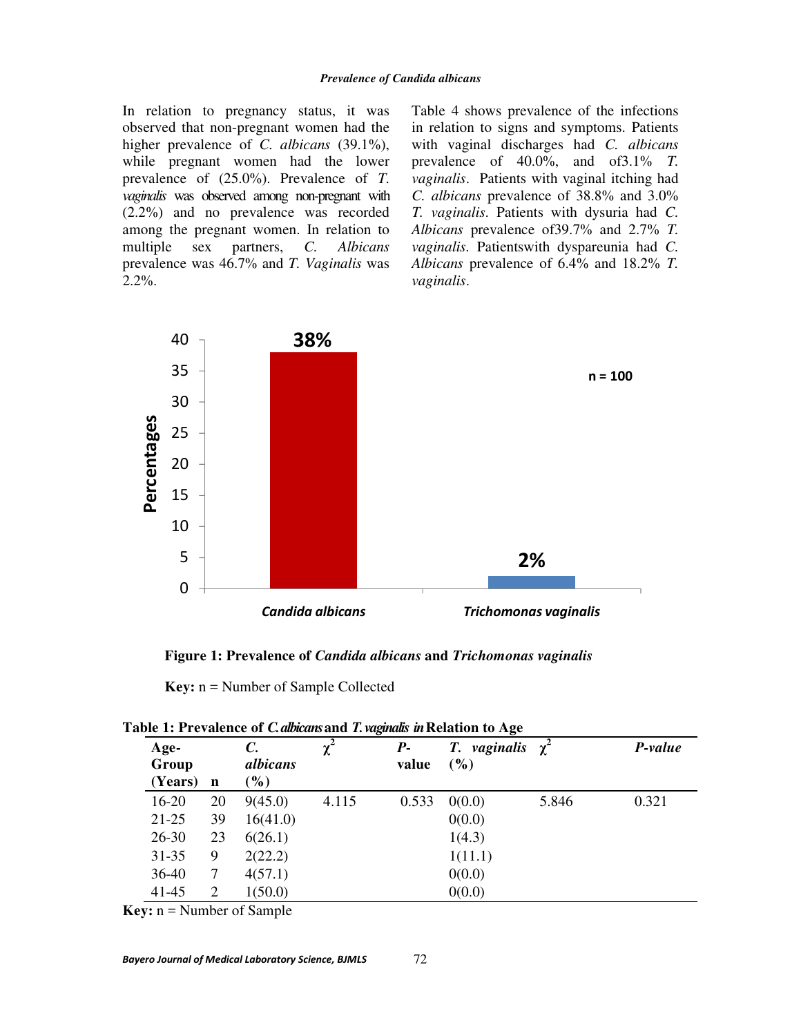In relation to pregnancy status, it was observed that non-pregnant women had the higher prevalence of *C. albicans* (39.1%), while pregnant women had the lower prevalence of (25.0%). Prevalence of *T. vaginalis* was observed among non-pregnant with (2.2%) and no prevalence was recorded among the pregnant women. In relation to multiple sex partners, *C. Albicans* prevalence was 46.7% and *T. Vaginalis* was 2.2%.

Table 4 shows prevalence of the infections in relation to signs and symptoms. Patients with vaginal discharges had *C. albicans* prevalence of 40.0%, and of3.1% *T. vaginalis*. Patients with vaginal itching had *C. albicans* prevalence of 38.8% and 3.0% *T. vaginalis*. Patients with dysuria had *C. Albicans* prevalence of39.7% and 2.7% *T. vaginalis*. Patientswith dyspareunia had *C. Albicans* prevalence of 6.4% and 18.2% *T. vaginalis*.

**Figure 1: Prevalence of *Candida albicans* and *Trichomonas vaginalis***

**Key:** n = Number of Sample Collected

**Table 1: Prevalence of *C. albicans* and *T. vaginalis* in Relation to Age**

| Age-Group (Years) | n | *C. albicans* (%) | $\chi^2$ | *P*-value | *T. vaginalis* (%) | $\chi^2$ | *P-value* |
|---|---|---|---|---|---|---|---|
| 16-20 | 20 | 9(45.0) | 4.115 | 0.533 | 0(0.0) | 5.846 | 0.321 |
| 21-25 | 39 | 16(41.0) | | | 0(0.0) | | |
| 26-30 | 23 | 6(26.1) | | | 1(4.3) | | |
| 31-35 | 9 | 2(22.2) | | | 1(11.1) | | |
| 36-40 | 7 | 4(57.1) | | | 0(0.0) | | |
| 41-45 | 2 | 1(50.0) | | | 0(0.0) | | |

**Key:** n = Number of Sample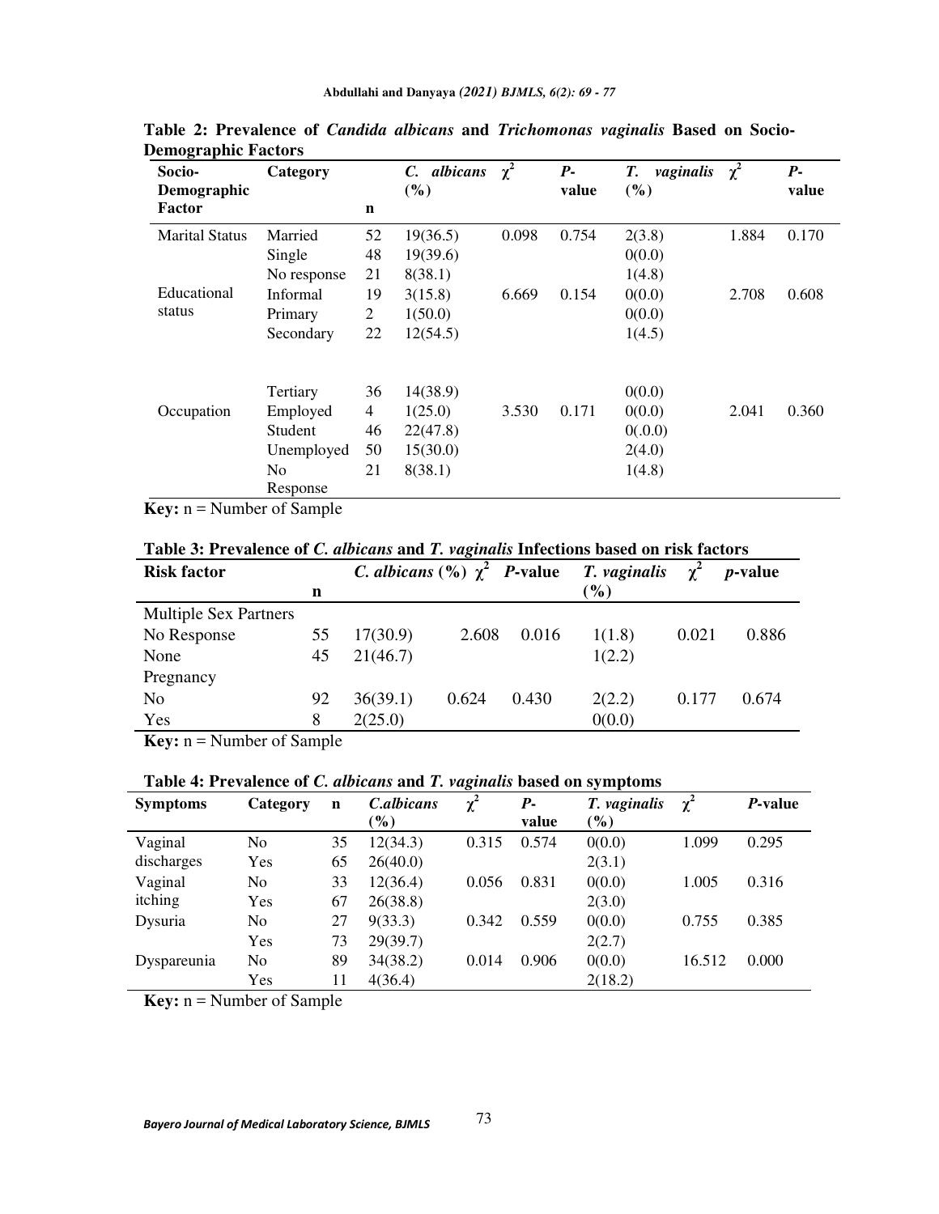**Table 2: Prevalence of *Candida albicans* and *Trichomonas vaginalis* Based on Socio-Demographic Factors**

| Socio-Demographic Factor | Category | n | *C. albicans* (%) | $\chi^2$ | *P*-value | *T. vaginalis* (%) | $\chi^2$ | *P*-value |
|---|---|---|---|---|---|---|---|---|
| Marital Status | Married | 52 | 19(36.5) | 0.098 | 0.754 | 2(3.8) | 1.884 | 0.170 |
| | Single | 48 | 19(39.6) | | | 0(0.0) | | |
| | No response | 21 | 8(38.1) | | | 1(4.8) | | |
| Educational status | Informal | 19 | 3(15.8) | 6.669 | 0.154 | 0(0.0) | 2.708 | 0.608 |
| | Primary | 2 | 1(50.0) | | | 0(0.0) | | |
| | Secondary | 22 | 12(54.5) | | | 1(4.5) | | |
| | Tertiary | 36 | 14(38.9) | | | 0(0.0) | | |
| Occupation | Employed | 4 | 1(25.0) | 3.530 | 0.171 | 0(0.0) | 2.041 | 0.360 |
| | Student | 46 | 22(47.8) | | | 0(.0.0) | | |
| | Unemployed | 50 | 15(30.0) | | | 2(4.0) | | |
| | No Response | 21 | 8(38.1) | | | 1(4.8) | | |

**Key:** n = Number of Sample

**Table 3: Prevalence of *C. albicans* and *T. vaginalis* Infections based on risk factors**

| Risk factor | n | *C. albicans* (%) | $\chi^2$ | *P*-value | *T. vaginalis* (%) | $\chi^2$ | *p*-value |
|---|---|---|---|---|---|---|---|
| Multiple Sex Partners | | | | | | | |
| No Response | 55 | 17(30.9) | 2.608 | 0.016 | 1(1.8) | 0.021 | 0.886 |
| None | 45 | 21(46.7) | | | 1(2.2) | | |
| Pregnancy | | | | | | | |
| No | 92 | 36(39.1) | 0.624 | 0.430 | 2(2.2) | 0.177 | 0.674 |
| Yes | 8 | 2(25.0) | | | 0(0.0) | | |

**Key:** n = Number of Sample

**Table 4: Prevalence of *C. albicans* and *T. vaginalis* based on symptoms**

| Symptoms | Category | n | *C.albicans* (%) | $\chi^2$ | *P*-value | *T. vaginalis* (%) | $\chi^2$ | *P*-value |
|---|---|---|---|---|---|---|---|---|
| Vaginal discharges | No | 35 | 12(34.3) | 0.315 | 0.574 | 0(0.0) | 1.099 | 0.295 |
| | Yes | 65 | 26(40.0) | | | 2(3.1) | | |
| Vaginal itching | No | 33 | 12(36.4) | 0.056 | 0.831 | 0(0.0) | 1.005 | 0.316 |
| | Yes | 67 | 26(38.8) | | | 2(3.0) | | |
| Dysuria | No | 27 | 9(33.3) | 0.342 | 0.559 | 0(0.0) | 0.755 | 0.385 |
| | Yes | 73 | 29(39.7) | | | 2(2.7) | | |
| Dyspareunia | No | 89 | 34(38.2) | 0.014 | 0.906 | 0(0.0) | 16.512 | 0.000 |
| | Yes | 11 | 4(36.4) | | | 2(18.2) | | |

**Key:** n = Number of Sample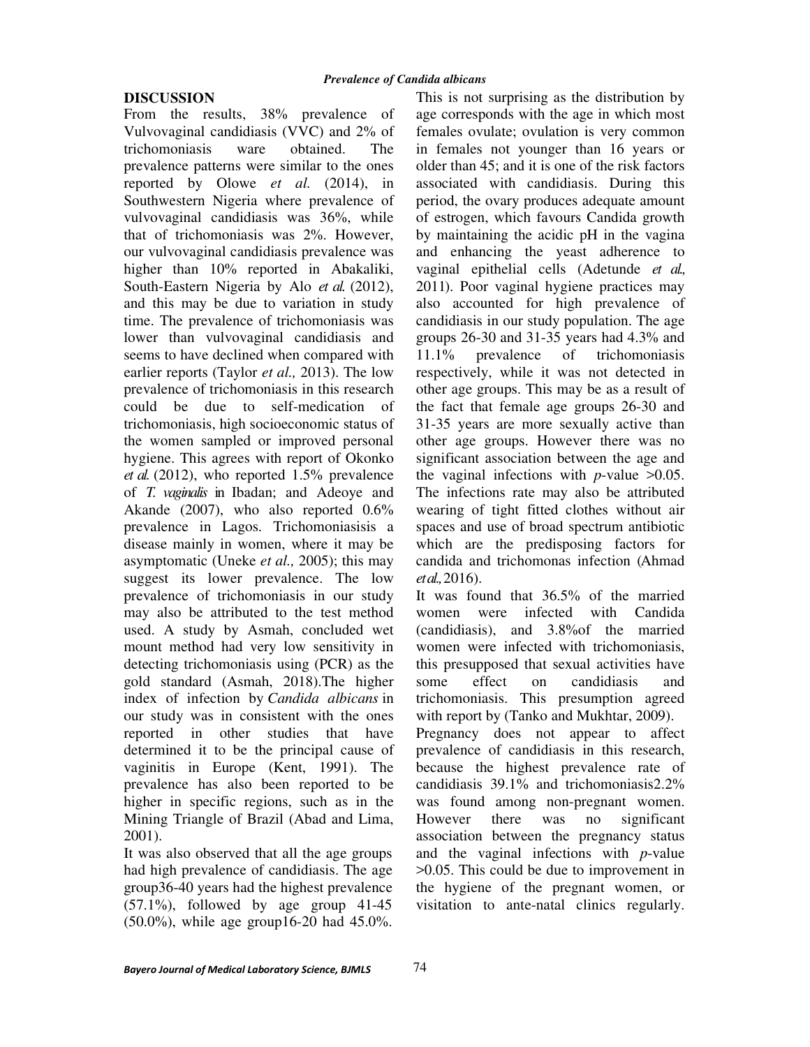## DISCUSSION

From the results, 38% prevalence of Vulvovaginal candidiasis (VVC) and 2% of trichomoniasis ware obtained. The prevalence patterns were similar to the ones reported by Olowe *et al.* (2014), in Southwestern Nigeria where prevalence of vulvovaginal candidiasis was 36%, while that of trichomoniasis was 2%. However, our vulvovaginal candidiasis prevalence was higher than 10% reported in Abakaliki, South-Eastern Nigeria by Alo *et al.* (2012), and this may be due to variation in study time. The prevalence of trichomoniasis was lower than vulvovaginal candidiasis and seems to have declined when compared with earlier reports (Taylor *et al.,* 2013). The low prevalence of trichomoniasis in this research could be due to self-medication of trichomoniasis, high socioeconomic status of the women sampled or improved personal hygiene. This agrees with report of Okonko *et al.* (2012), who reported 1.5% prevalence of *T. vaginalis* in Ibadan; and Adeoye and Akande (2007), who also reported 0.6% prevalence in Lagos. Trichomoniasisis a disease mainly in women, where it may be asymptomatic (Uneke *et al.,* 2005); this may suggest its lower prevalence. The low prevalence of trichomoniasis in our study may also be attributed to the test method used. A study by Asmah, concluded wet mount method had very low sensitivity in detecting trichomoniasis using (PCR) as the gold standard (Asmah, 2018).The higher index of infection by *Candida albicans* in our study was in consistent with the ones reported in other studies that have determined it to be the principal cause of vaginitis in Europe (Kent, 1991). The prevalence has also been reported to be higher in specific regions, such as in the Mining Triangle of Brazil (Abad and Lima, 2001).

It was also observed that all the age groups had high prevalence of candidiasis. The age group36-40 years had the highest prevalence (57.1%), followed by age group 41-45 (50.0%), while age group16-20 had 45.0%. This is not surprising as the distribution by age corresponds with the age in which most females ovulate; ovulation is very common in females not younger than 16 years or older than 45; and it is one of the risk factors associated with candidiasis. During this period, the ovary produces adequate amount of estrogen, which favours Candida growth by maintaining the acidic pH in the vagina and enhancing the yeast adherence to vaginal epithelial cells (Adetunde *et al.,* 2011). Poor vaginal hygiene practices may also accounted for high prevalence of candidiasis in our study population. The age groups 26-30 and 31-35 years had 4.3% and 11.1% prevalence of trichomoniasis respectively, while it was not detected in other age groups. This may be as a result of the fact that female age groups 26-30 and 31-35 years are more sexually active than other age groups. However there was no significant association between the age and the vaginal infections with *p*-value >0.05. The infections rate may also be attributed wearing of tight fitted clothes without air spaces and use of broad spectrum antibiotic which are the predisposing factors for candida and trichomonas infection (Ahmad *et al.,* 2016).

It was found that 36.5% of the married women were infected with Candida (candidiasis), and 3.8%of the married women were infected with trichomoniasis, this presupposed that sexual activities have some effect on candidiasis and trichomoniasis. This presumption agreed with report by (Tanko and Mukhtar, 2009).

Pregnancy does not appear to affect prevalence of candidiasis in this research, because the highest prevalence rate of candidiasis 39.1% and trichomoniasis2.2% was found among non-pregnant women. However there was no significant association between the pregnancy status and the vaginal infections with *p*-value >0.05. This could be due to improvement in the hygiene of the pregnant women, or visitation to ante-natal clinics regularly.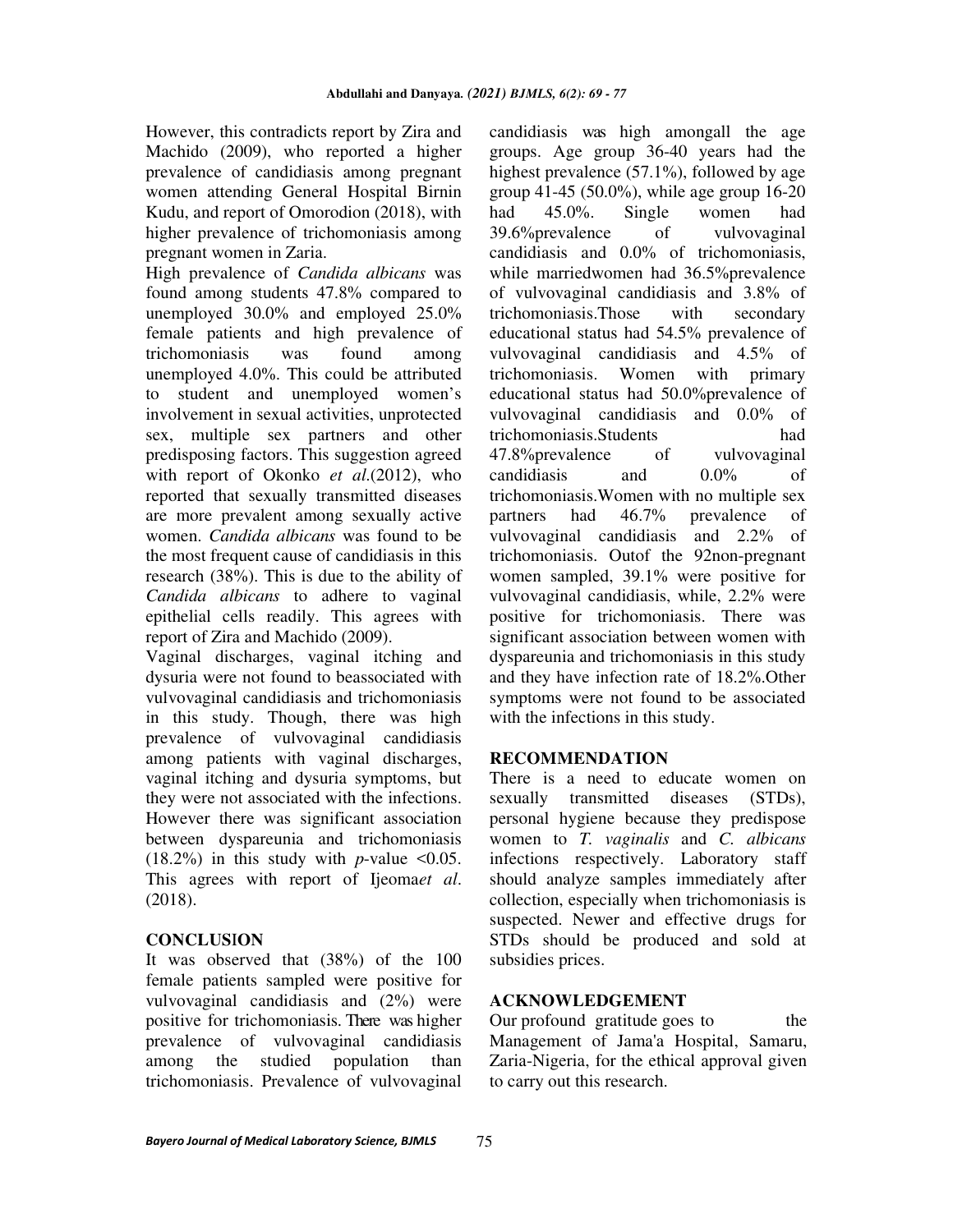However, this contradicts report by Zira and Machido (2009), who reported a higher prevalence of candidiasis among pregnant women attending General Hospital Birnin Kudu, and report of Omorodion (2018), with higher prevalence of trichomoniasis among pregnant women in Zaria.

High prevalence of *Candida albicans* was found among students 47.8% compared to unemployed 30.0% and employed 25.0% female patients and high prevalence of trichomoniasis was found among unemployed 4.0%. This could be attributed to student and unemployed women's involvement in sexual activities, unprotected sex, multiple sex partners and other predisposing factors. This suggestion agreed with report of Okonko *et al.*(2012), who reported that sexually transmitted diseases are more prevalent among sexually active women. *Candida albicans* was found to be the most frequent cause of candidiasis in this research (38%). This is due to the ability of *Candida albicans* to adhere to vaginal epithelial cells readily. This agrees with report of Zira and Machido (2009).

Vaginal discharges, vaginal itching and dysuria were not found to beassociated with vulvovaginal candidiasis and trichomoniasis in this study. Though, there was high prevalence of vulvovaginal candidiasis among patients with vaginal discharges, vaginal itching and dysuria symptoms, but they were not associated with the infections. However there was significant association between dyspareunia and trichomoniasis (18.2%) in this study with *p*-value <0.05. This agrees with report of Ijeoma*et al*. (2018).

## CONCLUSION

It was observed that (38%) of the 100 female patients sampled were positive for vulvovaginal candidiasis and (2%) were positive for trichomoniasis. There was higher prevalence of vulvovaginal candidiasis among the studied population than trichomoniasis. Prevalence of vulvovaginal candidiasis was high amongall the age groups. Age group 36-40 years had the highest prevalence (57.1%), followed by age group 41-45 (50.0%), while age group 16-20 had 45.0%. Single women had 39.6%prevalence of vulvovaginal candidiasis and 0.0% of trichomoniasis, while marriedwomen had 36.5%prevalence of vulvovaginal candidiasis and 3.8% of trichomoniasis.Those with secondary educational status had 54.5% prevalence of vulvovaginal candidiasis and 4.5% of trichomoniasis. Women with primary educational status had 50.0%prevalence of vulvovaginal candidiasis and 0.0% of trichomoniasis.Students had 47.8%prevalence of vulvovaginal candidiasis and 0.0% of trichomoniasis.Women with no multiple sex partners had 46.7% prevalence of vulvovaginal candidiasis and 2.2% of trichomoniasis. Outof the 92non-pregnant women sampled, 39.1% were positive for vulvovaginal candidiasis, while, 2.2% were positive for trichomoniasis. There was significant association between women with dyspareunia and trichomoniasis in this study and they have infection rate of 18.2%.Other symptoms were not found to be associated with the infections in this study.

## RECOMMENDATION

There is a need to educate women on sexually transmitted diseases (STDs), personal hygiene because they predispose women to *T. vaginalis* and *C. albicans* infections respectively. Laboratory staff should analyze samples immediately after collection, especially when trichomoniasis is suspected. Newer and effective drugs for STDs should be produced and sold at subsidies prices.

## ACKNOWLEDGEMENT

Our profound gratitude goes to the Management of Jama'a Hospital, Samaru, Zaria-Nigeria, for the ethical approval given to carry out this research.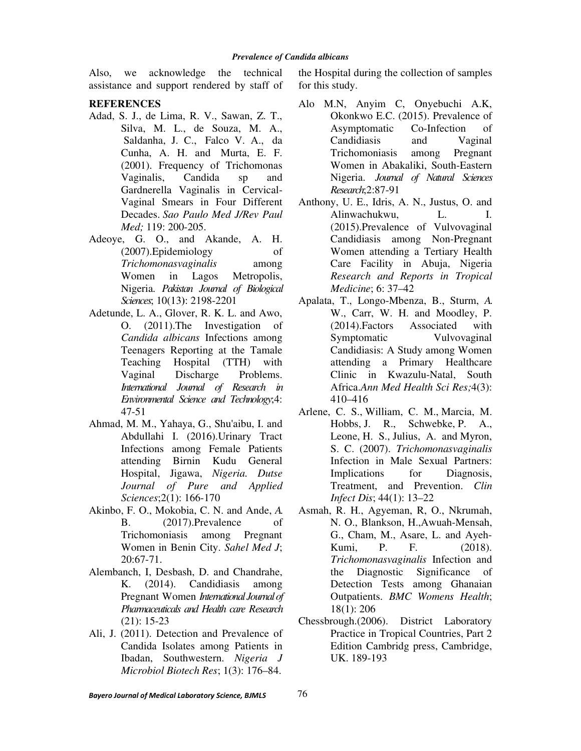Also, we acknowledge the technical assistance and support rendered by staff of the Hospital during the collection of samples for this study.

## REFERENCES

Adad, S. J., de Lima, R. V., Sawan, Z. T., Silva, M. L., de Souza, M. A., Saldanha, J. C., Falco V. A., da Cunha, A. H. and Murta, E. F. (2001). Frequency of Trichomonas Vaginalis, Candida sp and Gardnerella Vaginalis in Cervical-Vaginal Smears in Four Different Decades. *Sao Paulo Med J/Rev Paul Med;* 119: 200-205.

Adeoye, G. O., and Akande, A. H. (2007).Epidemiology of *Trichomonasvaginalis* among Women in Lagos Metropolis, Nigeria. *Pakistan Journal of Biological Sciences*; 10(13): 2198-2201

Adetunde, L. A., Glover, R. K. L. and Awo, O. (2011).The Investigation of *Candida albicans* Infections among Teenagers Reporting at the Tamale Teaching Hospital (TTH) with Vaginal Discharge Problems. *International Journal of Research in Environmental Science and Technology*;4: 47-51

Ahmad, M. M., Yahaya, G., Shu'aibu, I. and Abdullahi I. (2016).Urinary Tract Infections among Female Patients attending Birnin Kudu General Hospital, Jigawa, *Nigeria. Dutse Journal of Pure and Applied Sciences*;2(1): 166-170

Akinbo, F. O., Mokobia, C. N. and Ande, *A.* B. (2017).Prevalence of Trichomoniasis among Pregnant Women in Benin City. *Sahel Med J*; 20:67-71.

Alembanch, I, Desbash, D. and Chandrahe, K. (2014). Candidiasis among Pregnant Women *International Journal of Pharmaceuticals and Health care Research* (21): 15-23

Ali, J. (2011). Detection and Prevalence of Candida Isolates among Patients in Ibadan, Southwestern. *Nigeria J Microbiol Biotech Res*; 1(3): 176–84.

Alo M.N, Anyim C, Onyebuchi A.K, Okonkwo E.C. (2015). Prevalence of Asymptomatic Co-Infection of Candidiasis and Vaginal Trichomoniasis among Pregnant Women in Abakaliki, South-Eastern Nigeria. *Journal of Natural Sciences Research*;2:87-91

Anthony, U. E., Idris, A. N., Justus, O. and Alinwachukwu, L. I. (2015).Prevalence of Vulvovaginal Candidiasis among Non-Pregnant Women attending a Tertiary Health Care Facility in Abuja, Nigeria *Research and Reports in Tropical Medicine*; 6: 37–42

Apalata, T., Longo-Mbenza, B., Sturm, *A.* W., Carr, W. H. and Moodley, P. (2014).Factors Associated with Symptomatic Vulvovaginal Candidiasis: A Study among Women attending a Primary Healthcare Clinic in Kwazulu-Natal, South Africa.*Ann Med Health Sci Res;*4(3): 410–416

Arlene, C. S., William, C. M., Marcia, M. Hobbs, J. R., Schwebke, P. A., Leone, H. S., Julius, A. and Myron, S. C. (2007). *Trichomonasvaginalis* Infection in Male Sexual Partners: Implications for Diagnosis, Treatment, and Prevention. *Clin Infect Dis*; 44(1): 13–22

Asmah, R. H., Agyeman, R, O., Nkrumah, N. O., Blankson, H.,Awuah-Mensah, G., Cham, M., Asare, L. and Ayeh-Kumi, P. F. (2018). *Trichomonasvaginalis* Infection and the Diagnostic Significance of Detection Tests among Ghanaian Outpatients. *BMC Womens Health*; 18(1): 206

Chessbrough.(2006). District Laboratory Practice in Tropical Countries, Part 2 Edition Cambridg press, Cambridge, UK. 189-193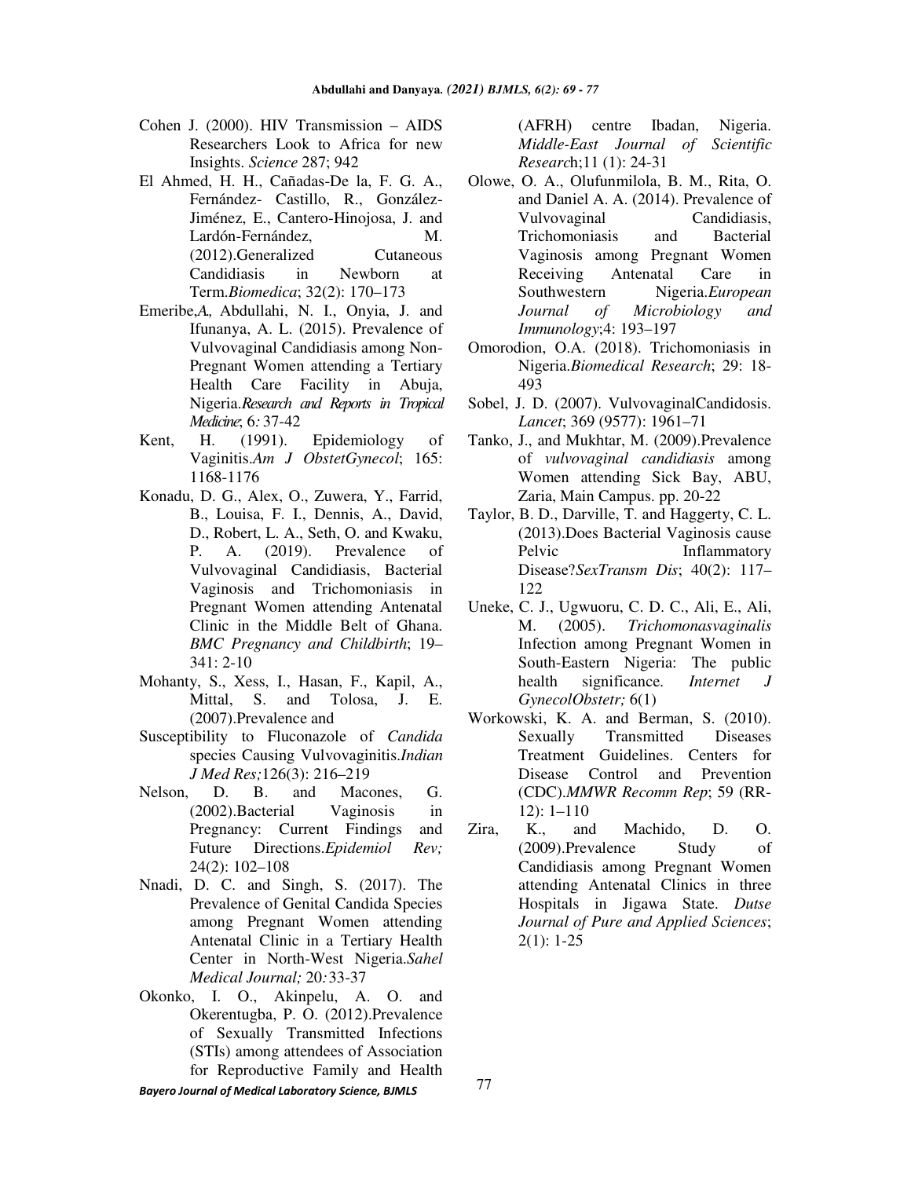Cohen J. (2000). HIV Transmission – AIDS Researchers Look to Africa for new Insights. *Science* 287; 942

El Ahmed, H. H., Cañadas-De la, F. G. A., Fernández- Castillo, R., González-Jiménez, E., Cantero-Hinojosa, J. and Lardón-Fernández, M. (2012).Generalized Cutaneous Candidiasis in Newborn at Term.*Biomedica*; 32(2): 170–173

Emeribe,*A*, Abdullahi, N. I., Onyia, J. and Ifunanya, A. L. (2015). Prevalence of Vulvovaginal Candidiasis among Non-Pregnant Women attending a Tertiary Health Care Facility in Abuja, Nigeria.*Research and Reports in Tropical Medicine*; 6*:* 37-42

Kent, H. (1991). Epidemiology of Vaginitis.*Am J ObstetGynecol*; 165: 1168-1176

Konadu, D. G., Alex, O., Zuwera, Y., Farrid, B., Louisa, F. I., Dennis, A., David, D., Robert, L. A., Seth, O. and Kwaku, P. A. (2019). Prevalence of Vulvovaginal Candidiasis, Bacterial Vaginosis and Trichomoniasis in Pregnant Women attending Antenatal Clinic in the Middle Belt of Ghana. *BMC Pregnancy and Childbirth*; 19–341: 2-10

Mohanty, S., Xess, I., Hasan, F., Kapil, A., Mittal, S. and Tolosa, J. E. (2007).Prevalence and Susceptibility to Fluconazole of *Candida* species Causing Vulvovaginitis.*Indian J Med Res;*126(3): 216–219

Nelson, D. B. and Macones, G. (2002).Bacterial Vaginosis in Pregnancy: Current Findings and Future Directions.*Epidemiol Rev;* 24(2): 102–108

Nnadi, D. C. and Singh, S. (2017). The Prevalence of Genital Candida Species among Pregnant Women attending Antenatal Clinic in a Tertiary Health Center in North-West Nigeria.*Sahel Medical Journal;* 20*:*33-37

Okonko, I. O., Akinpelu, A. O. and Okerentugba, P. O. (2012).Prevalence of Sexually Transmitted Infections (STIs) among attendees of Association for Reproductive Family and Health (AFRH) centre Ibadan, Nigeria. *Middle-East Journal of Scientific Researc*h;11 (1): 24-31

Olowe, O. A., Olufunmilola, B. M., Rita, O. and Daniel A. A. (2014). Prevalence of Vulvovaginal Candidiasis, Trichomoniasis and Bacterial Vaginosis among Pregnant Women Receiving Antenatal Care in Southwestern Nigeria.*European Journal of Microbiology and Immunology*;4: 193–197

Omorodion, O.A. (2018). Trichomoniasis in Nigeria.*Biomedical Research*; 29: 18-493

Sobel, J. D. (2007). VulvovaginalCandidosis. *Lancet*; 369 (9577): 1961–71

Tanko, J., and Mukhtar, M. (2009).Prevalence of *vulvovaginal candidiasis* among Women attending Sick Bay, ABU, Zaria, Main Campus. pp. 20-22

Taylor, B. D., Darville, T. and Haggerty, C. L. (2013).Does Bacterial Vaginosis cause Pelvic Inflammatory Disease?*SexTransm Dis*; 40(2): 117–122

Uneke, C. J., Ugwuoru, C. D. C., Ali, E., Ali, M. (2005). *Trichomonasvaginalis* Infection among Pregnant Women in South-Eastern Nigeria: The public health significance. *Internet J GynecolObstetr;* 6(1)

Workowski, K. A. and Berman, S. (2010). Sexually Transmitted Diseases Treatment Guidelines. Centers for Disease Control and Prevention (CDC).*MMWR Recomm Rep*; 59 (RR-12): 1–110

Zira, K., and Machido, D. O. (2009).Prevalence Study of Candidiasis among Pregnant Women attending Antenatal Clinics in three Hospitals in Jigawa State. *Dutse Journal of Pure and Applied Sciences*; 2(1): 1-25